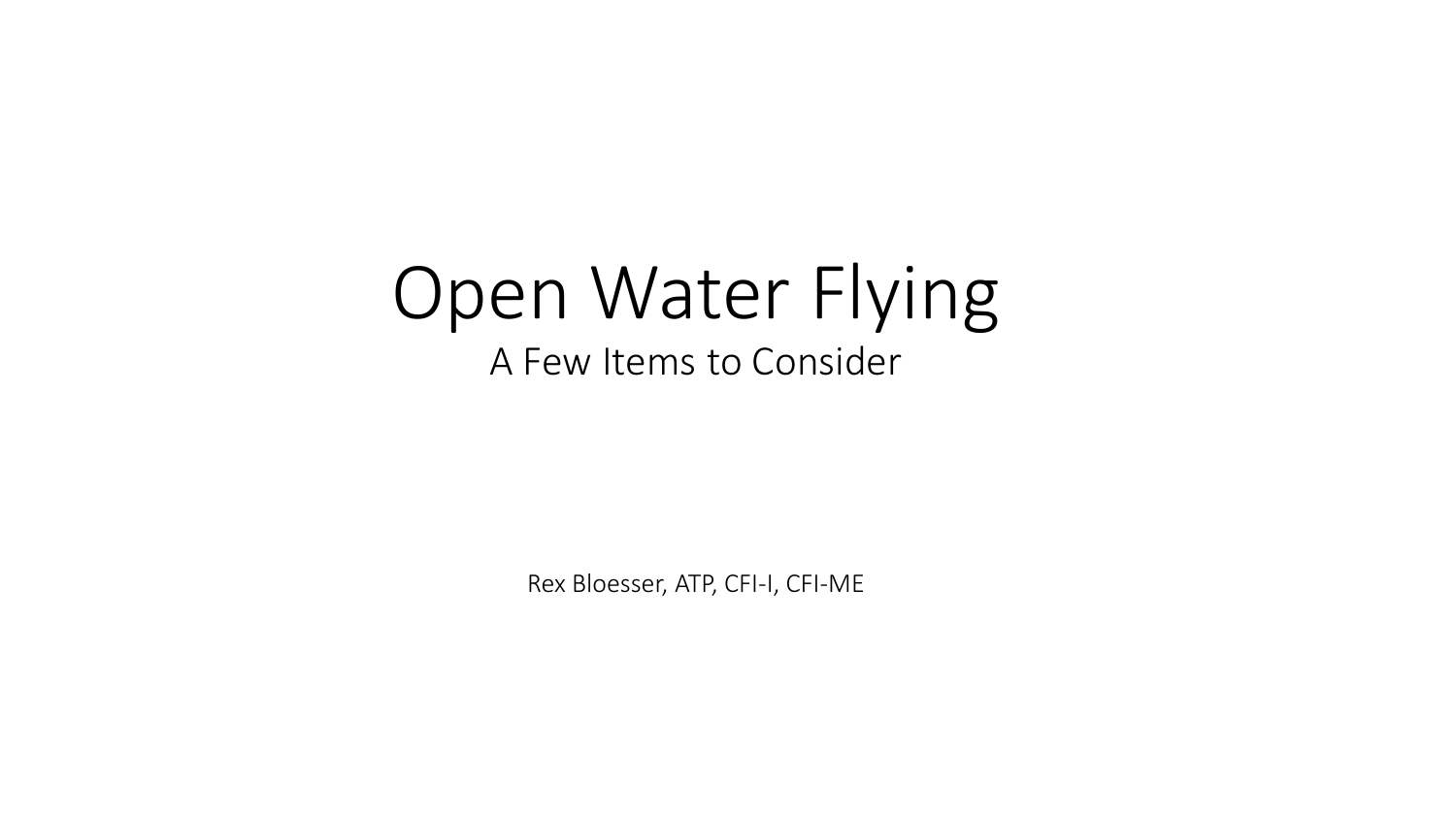# Open Water Flying

## A Few Items to Consider

Rex Bloesser, ATP, CFI-I, CFI-ME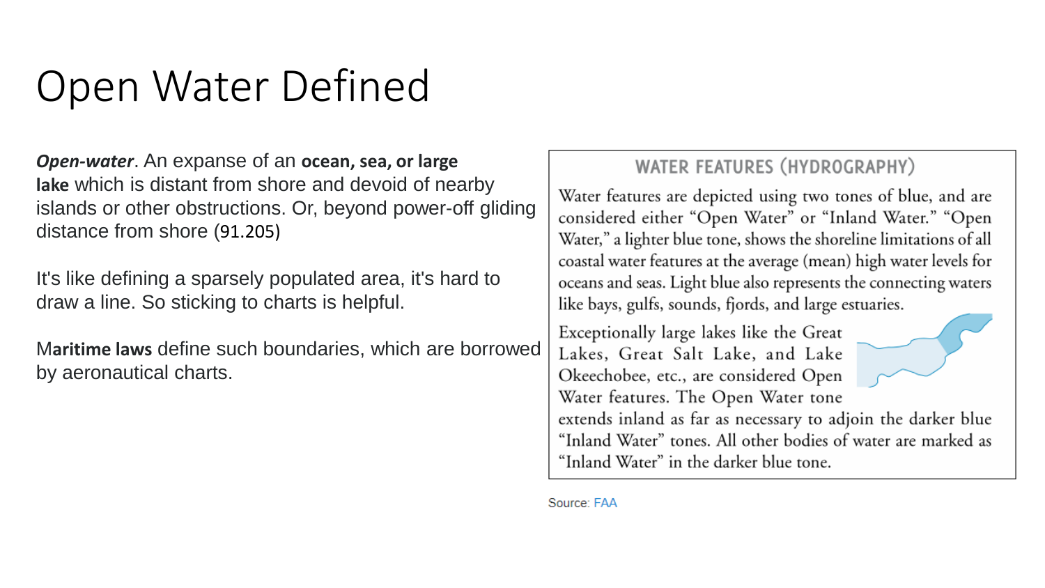# Open Water Defined

***Open-water***. An expanse of an **ocean, sea, or large lake** which is distant from shore and devoid of nearby islands or other obstructions. Or, beyond power-off gliding distance from shore (91.205)

It's like defining a sparsely populated area, it's hard to draw a line. So sticking to charts is helpful.

M**aritime laws** define such boundaries, which are borrowed by aeronautical charts.

## WATER FEATURES (HYDROGRAPHY)

Water features are depicted using two tones of blue, and are considered either "Open Water" or "Inland Water." "Open Water," a lighter blue tone, shows the shoreline limitations of all coastal water features at the average (mean) high water levels for oceans and seas. Light blue also represents the connecting waters like bays, gulfs, sounds, fjords, and large estuaries.

Exceptionally large lakes like the Great Lakes, Great Salt Lake, and Lake Okeechobee, etc., are considered Open Water features. The Open Water tone extends inland as far as necessary to adjoin the darker blue "Inland Water" tones. All other bodies of water are marked as "Inland Water" in the darker blue tone.

Source: FAA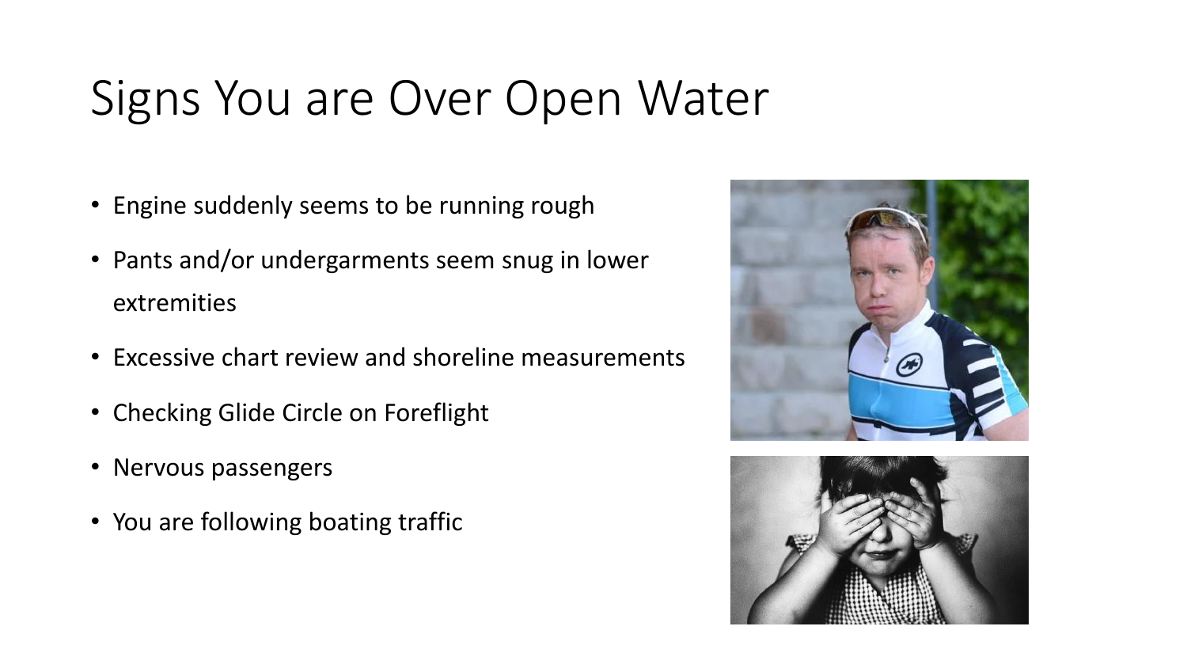# Signs You are Over Open Water

- Engine suddenly seems to be running rough
- Pants and/or undergarments seem snug in lower extremities
- Excessive chart review and shoreline measurements
- Checking Glide Circle on Foreflight
- Nervous passengers
- You are following boating traffic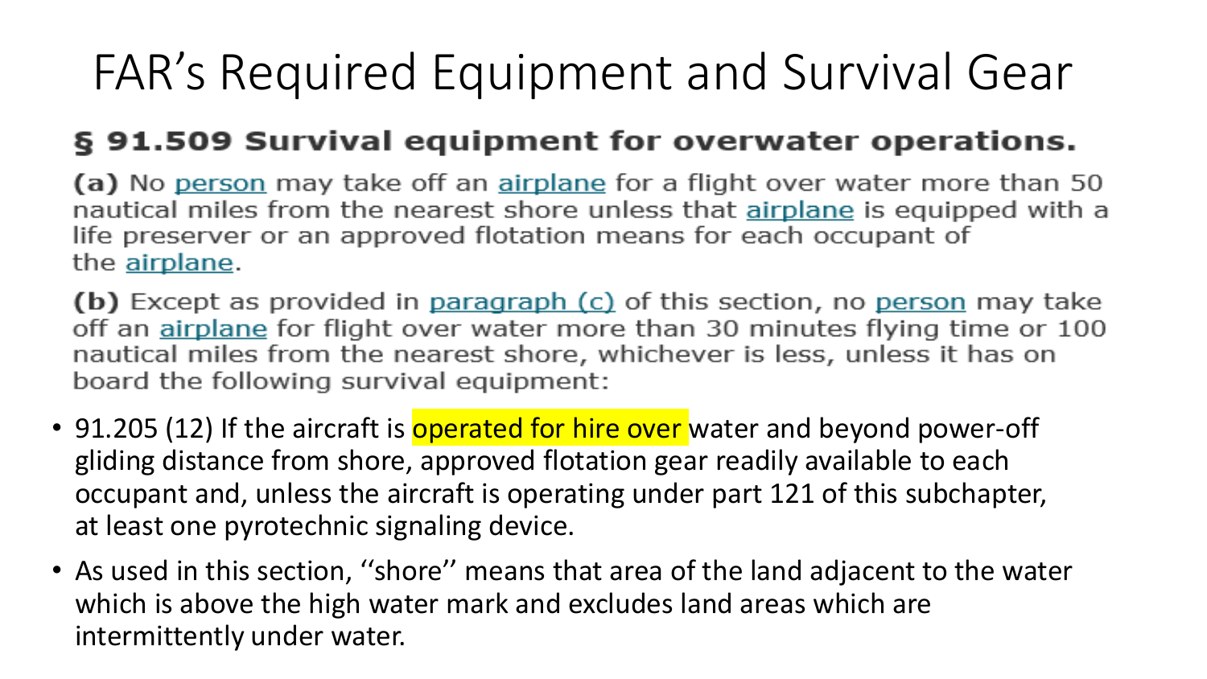# FAR's Required Equipment and Survival Gear

## § 91.509 Survival equipment for overwater operations.

**(a)** No person may take off an airplane for a flight over water more than 50 nautical miles from the nearest shore unless that airplane is equipped with a life preserver or an approved flotation means for each occupant of the airplane.

**(b)** Except as provided in paragraph (c) of this section, no person may take off an airplane for flight over water more than 30 minutes flying time or 100 nautical miles from the nearest shore, whichever is less, unless it has on board the following survival equipment:

- 91.205 (12) If the aircraft is operated for hire over water and beyond power-off gliding distance from shore, approved flotation gear readily available to each occupant and, unless the aircraft is operating under part 121 of this subchapter, at least one pyrotechnic signaling device.
- As used in this section, ''shore'' means that area of the land adjacent to the water which is above the high water mark and excludes land areas which are intermittently under water.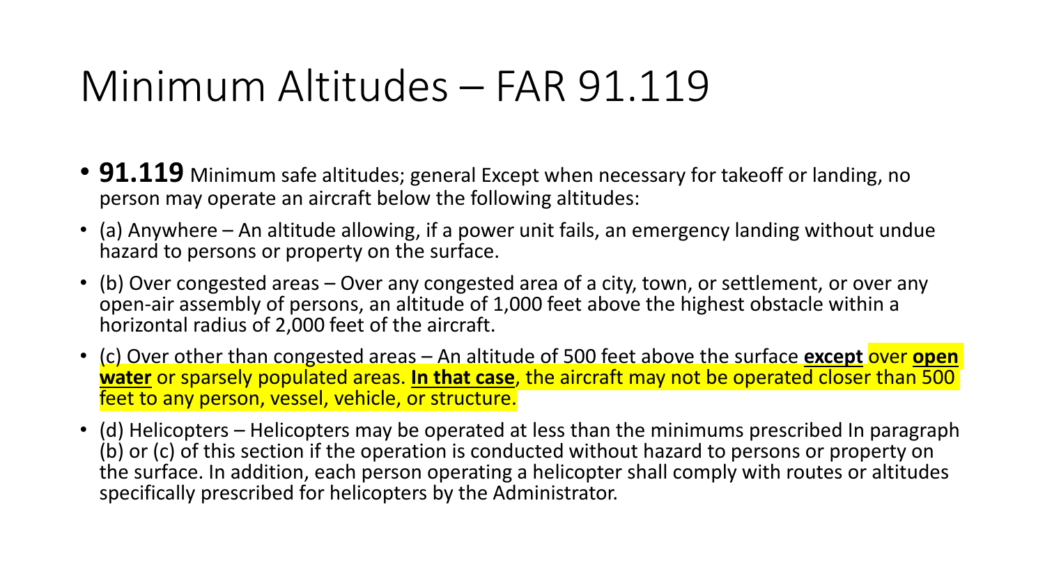# Minimum Altitudes – FAR 91.119

- **91.119** Minimum safe altitudes; general Except when necessary for takeoff or landing, no person may operate an aircraft below the following altitudes:
- (a) Anywhere – An altitude allowing, if a power unit fails, an emergency landing without undue hazard to persons or property on the surface.
- (b) Over congested areas – Over any congested area of a city, town, or settlement, or over any open-air assembly of persons, an altitude of 1,000 feet above the highest obstacle within a horizontal radius of 2,000 feet of the aircraft.
- (c) Over other than congested areas – An altitude of 500 feet above the surface **except** over **open water** or sparsely populated areas. **In that case**, the aircraft may not be operated closer than 500 feet to any person, vessel, vehicle, or structure.
- (d) Helicopters – Helicopters may be operated at less than the minimums prescribed In paragraph (b) or (c) of this section if the operation is conducted without hazard to persons or property on the surface. In addition, each person operating a helicopter shall comply with routes or altitudes specifically prescribed for helicopters by the Administrator.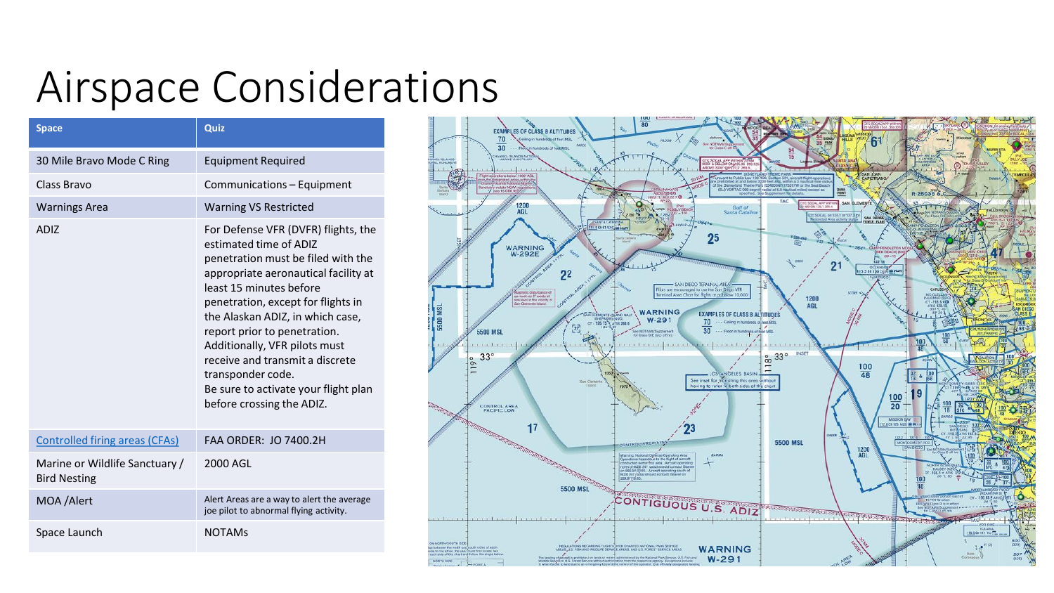# Airspace Considerations

| Space | Quiz |
| --- | --- |
| 30 Mile Bravo Mode C Ring | Equipment Required |
| Class Bravo | Communications – Equipment |
| Warnings Area | Warning VS Restricted |
| ADIZ | For Defense VFR (DVFR) flights, the estimated time of ADIZ penetration must be filed with the appropriate aeronautical facility at least 15 minutes before penetration, except for flights in the Alaskan ADIZ, in which case, report prior to penetration. Additionally, VFR pilots must receive and transmit a discrete transponder code. Be sure to activate your flight plan before crossing the ADIZ. |
| Controlled firing areas (CFAs) | FAA ORDER: JO 7400.2H |
| Marine or Wildlife Sanctuary / Bird Nesting | 2000 AGL |
| MOA /Alert | Alert Areas are a way to alert the average joe pilot to abnormal flying activity. |
| Space Launch | NOTAMs |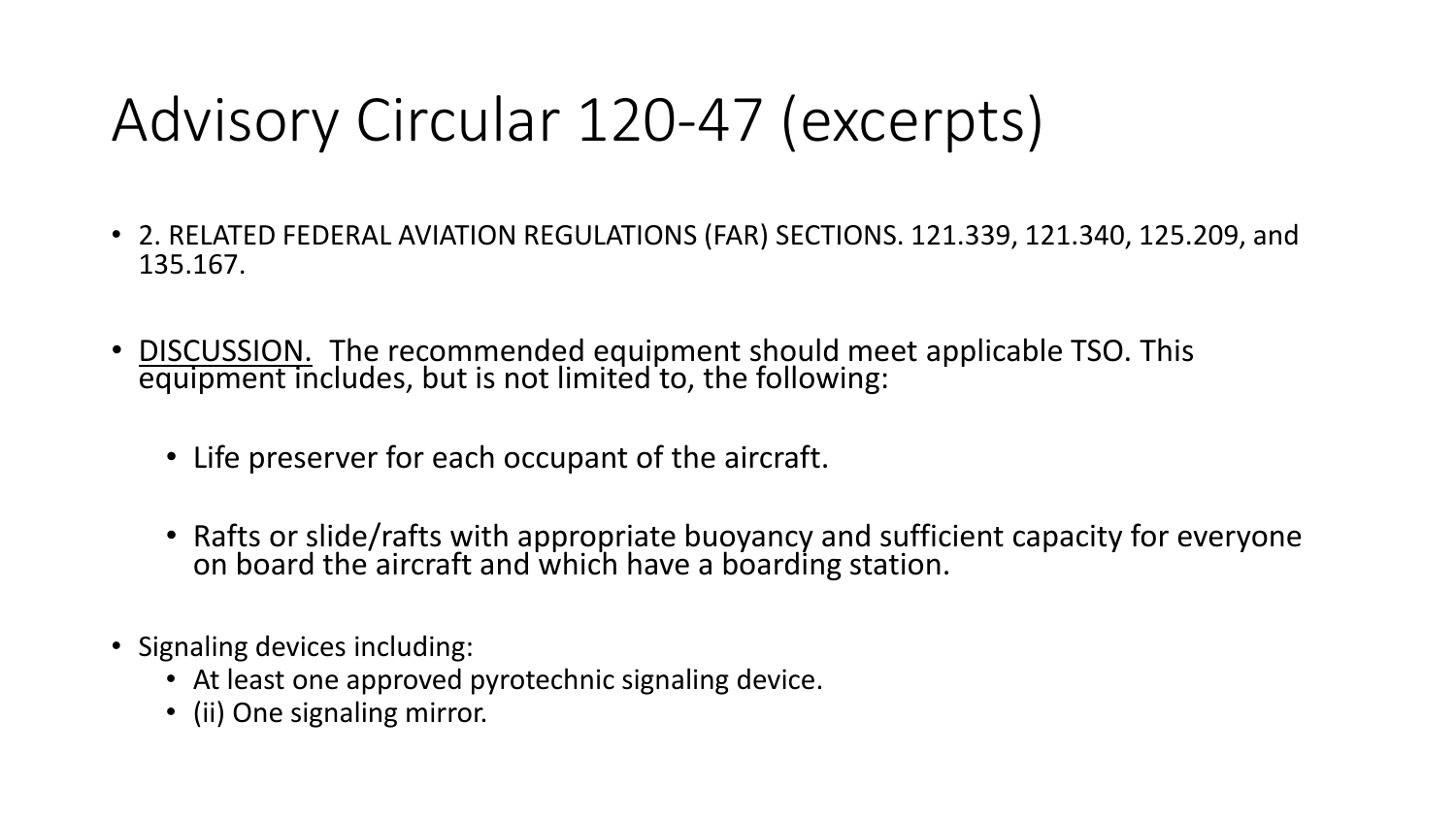# Advisory Circular 120-47 (excerpts)

- 2. RELATED FEDERAL AVIATION REGULATIONS (FAR) SECTIONS. 121.339, 121.340, 125.209, and 135.167.
- <u>DISCUSSION.</u> The recommended equipment should meet applicable TSO. This equipment includes, but is not limited to, the following:
  - Life preserver for each occupant of the aircraft.
  - Rafts or slide/rafts with appropriate buoyancy and sufficient capacity for everyone on board the aircraft and which have a boarding station.
- Signaling devices including:
  - At least one approved pyrotechnic signaling device.
  - (ii) One signaling mirror.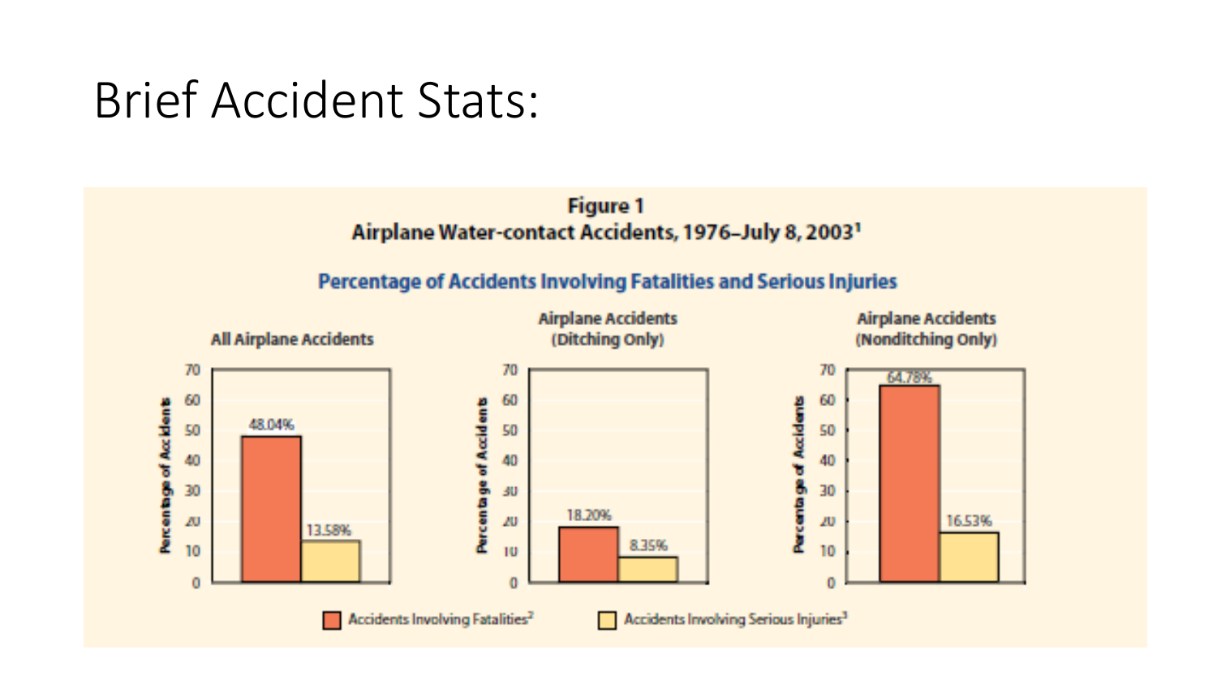# Brief Accident Stats:

**Figure 1**
**Airplane Water-contact Accidents, 1976–July 8, 2003[1]**

**Percentage of Accidents Involving Fatalities and Serious Injuries**

| | Accidents Involving Fatalities[2] | Accidents Involving Serious Injuries[3] |
| --- | --- | --- |
| All Airplane Accidents | 48.04% | 13.58% |
| Airplane Accidents (Ditching Only) | 18.20% | 8.35% |
| Airplane Accidents (Nonditching Only) | 64.78% | 16.53% |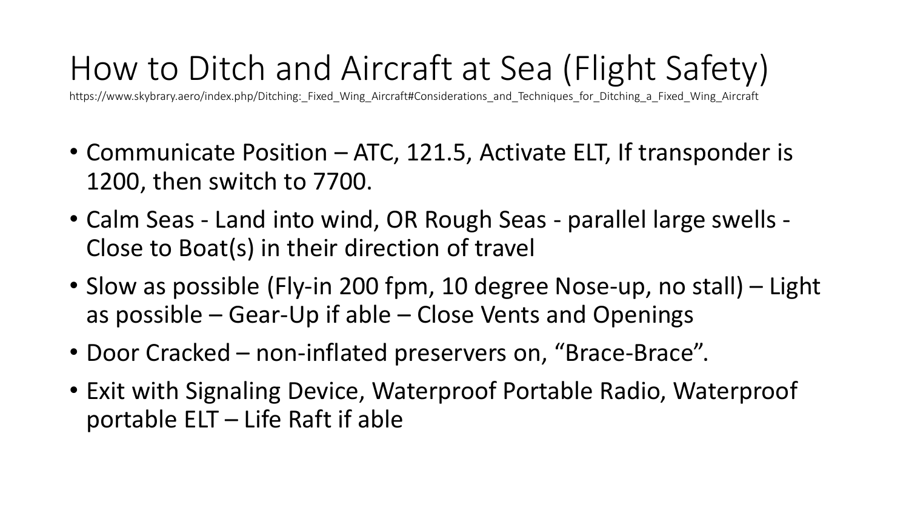# How to Ditch and Aircraft at Sea (Flight Safety)

https://www.skybrary.aero/index.php/Ditching:_Fixed_Wing_Aircraft#Considerations_and_Techniques_for_Ditching_a_Fixed_Wing_Aircraft

- Communicate Position – ATC, 121.5, Activate ELT, If transponder is 1200, then switch to 7700.
- Calm Seas - Land into wind, OR Rough Seas - parallel large swells - Close to Boat(s) in their direction of travel
- Slow as possible (Fly-in 200 fpm, 10 degree Nose-up, no stall) – Light as possible – Gear-Up if able – Close Vents and Openings
- Door Cracked – non-inflated preservers on, "Brace-Brace".
- Exit with Signaling Device, Waterproof Portable Radio, Waterproof portable ELT – Life Raft if able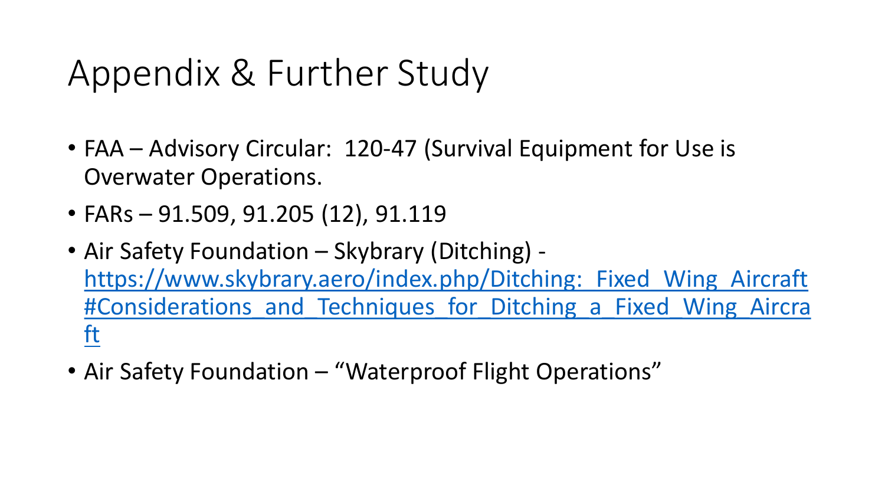# Appendix & Further Study

- FAA – Advisory Circular: 120-47 (Survival Equipment for Use is Overwater Operations.
- FARs – 91.509, 91.205 (12), 91.119
- Air Safety Foundation – Skybrary (Ditching) - https://www.skybrary.aero/index.php/Ditching:_Fixed_Wing_Aircraft#Considerations_and_Techniques_for_Ditching_a_Fixed_Wing_Aircraft
- Air Safety Foundation – "Waterproof Flight Operations"